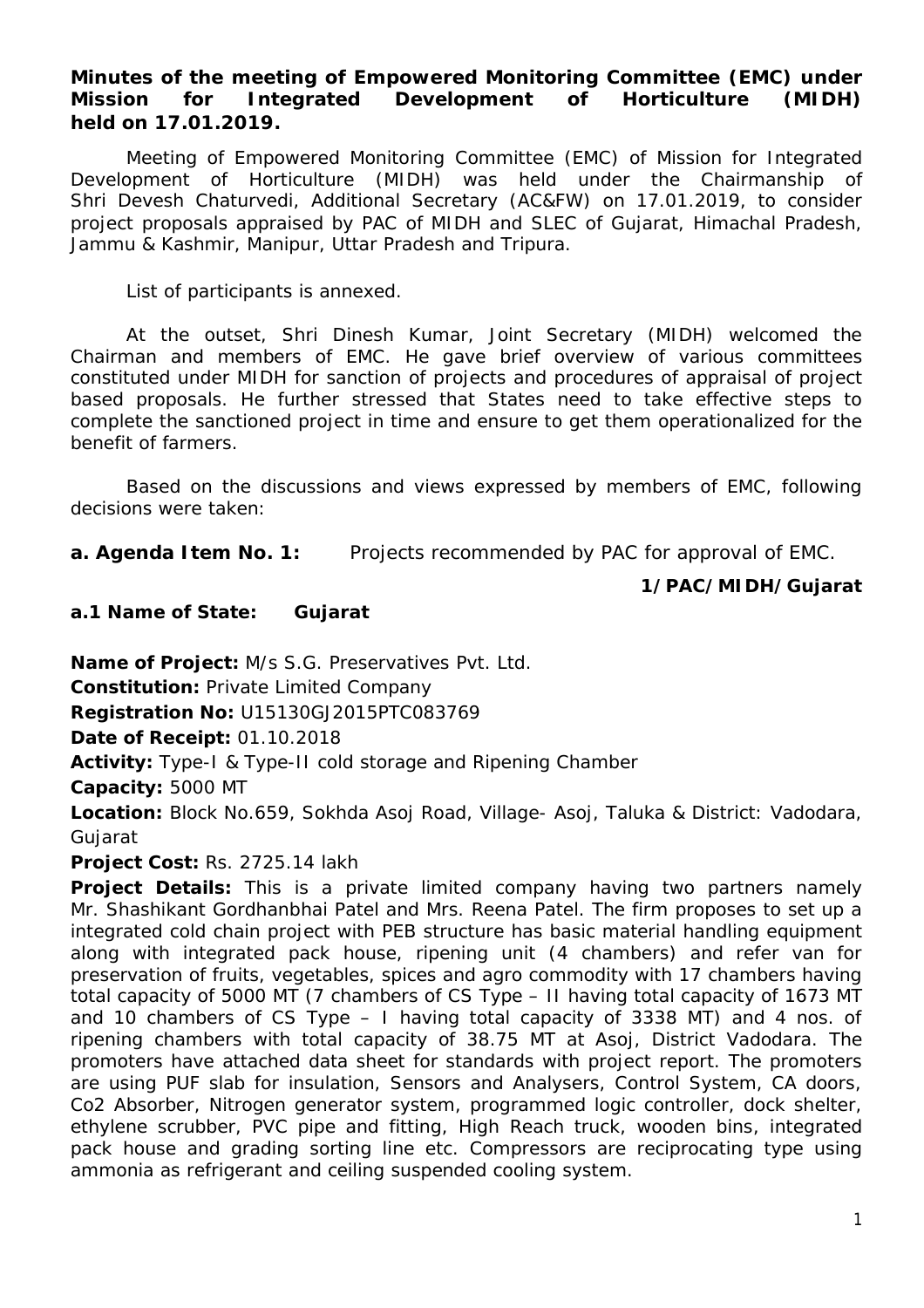**Minutes of the meeting of Empowered Monitoring Committee (EMC) under Mission for Integrated Development of Horticulture (MIDH) held on 17.01.2019.**

Meeting of Empowered Monitoring Committee (EMC) of Mission for Integrated Development of Horticulture (MIDH) was held under the Chairmanship of Shri Devesh Chaturvedi, Additional Secretary (AC&FW) on 17.01.2019, to consider project proposals appraised by PAC of MIDH and SLEC of Gujarat, Himachal Pradesh, Jammu & Kashmir, Manipur, Uttar Pradesh and Tripura.

List of participants is annexed.

At the outset, Shri Dinesh Kumar, Joint Secretary (MIDH) welcomed the Chairman and members of EMC. He gave brief overview of various committees constituted under MIDH for sanction of projects and procedures of appraisal of project based proposals. He further stressed that States need to take effective steps to complete the sanctioned project in time and ensure to get them operationalized for the benefit of farmers.

Based on the discussions and views expressed by members of EMC, following decisions were taken:

**a. Agenda Item No. 1:** Projects recommended by PAC for approval of EMC.

**1/PAC/MIDH/Gujarat**

**a.1 Name of State: Gujarat**

**Name of Project:** M/s S.G. Preservatives Pvt. Ltd.

**Constitution:** Private Limited Company

**Registration No:** U15130GJ2015PTC083769

**Date of Receipt:** 01.10.2018

**Activity:** Type-I & Type-II cold storage and Ripening Chamber

**Capacity:** 5000 MT

**Location:** Block No.659, Sokhda Asoj Road, Village- Asoj, Taluka & District: Vadodara, Gujarat

**Project Cost:** Rs. 2725.14 lakh

**Project Details:** This is a private limited company having two partners namely Mr. Shashikant Gordhanbhai Patel and Mrs. Reena Patel. The firm proposes to set up a integrated cold chain project with PEB structure has basic material handling equipment along with integrated pack house, ripening unit (4 chambers) and refer van for preservation of fruits, vegetables, spices and agro commodity with 17 chambers having total capacity of 5000 MT (7 chambers of CS Type – II having total capacity of 1673 MT and 10 chambers of CS Type – I having total capacity of 3338 MT) and 4 nos. of ripening chambers with total capacity of 38.75 MT at Asoj, District Vadodara. The promoters have attached data sheet for standards with project report. The promoters are using PUF slab for insulation, Sensors and Analysers, Control System, CA doors, Co2 Absorber, Nitrogen generator system, programmed logic controller, dock shelter, ethylene scrubber, PVC pipe and fitting, High Reach truck, wooden bins, integrated pack house and grading sorting line etc. Compressors are reciprocating type using ammonia as refrigerant and ceiling suspended cooling system.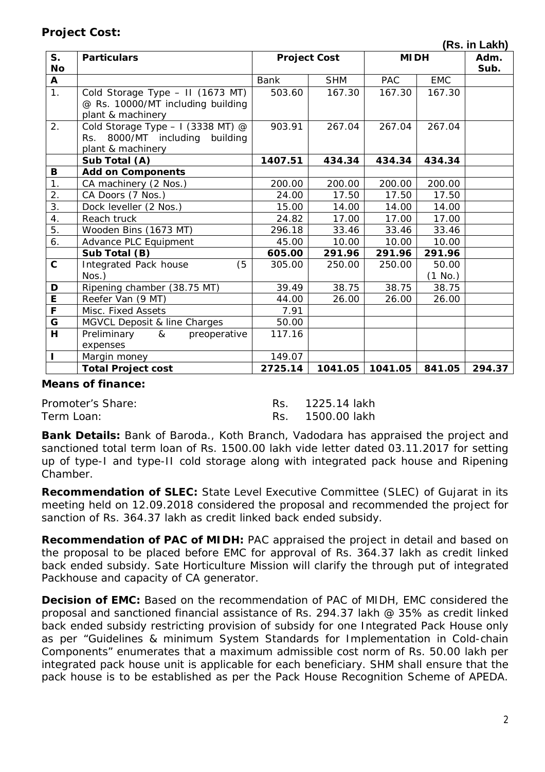**Project Cost:**

**(Rs. in Lakh)**

| S. No | Particulars | Project Cost | | MIDH | | Adm. Sub. |
|---|---|---|---|---|---|---|
| **A** | | Bank | SHM | PAC | EMC | |
| 1. | Cold Storage Type – II (1673 MT) @ Rs. 10000/MT including building plant & machinery | 503.60 | 167.30 | 167.30 | 167.30 | |
| 2. | Cold Storage Type – I (3338 MT) @ Rs. 8000/MT including building plant & machinery | 903.91 | 267.04 | 267.04 | 267.04 | |
| | **Sub Total (A)** | **1407.51** | **434.34** | **434.34** | **434.34** | |
| **B** | **Add on Components** | | | | | |
| 1. | CA machinery (2 Nos.) | 200.00 | 200.00 | 200.00 | 200.00 | |
| 2. | CA Doors (7 Nos.) | 24.00 | 17.50 | 17.50 | 17.50 | |
| 3. | Dock leveller (2 Nos.) | 15.00 | 14.00 | 14.00 | 14.00 | |
| 4. | Reach truck | 24.82 | 17.00 | 17.00 | 17.00 | |
| 5. | Wooden Bins (1673 MT) | 296.18 | 33.46 | 33.46 | 33.46 | |
| 6. | Advance PLC Equipment | 45.00 | 10.00 | 10.00 | 10.00 | |
| | **Sub Total (B)** | **605.00** | **291.96** | **291.96** | **291.96** | |
| **C** | Integrated Pack house (5 Nos.) | 305.00 | 250.00 | 250.00 | 50.00 (1 No.) | |
| **D** | Ripening chamber (38.75 MT) | 39.49 | 38.75 | 38.75 | 38.75 | |
| **E** | Reefer Van (9 MT) | 44.00 | 26.00 | 26.00 | 26.00 | |
| **F** | Misc. Fixed Assets | 7.91 | | | | |
| **G** | MGVCL Deposit & line Charges | 50.00 | | | | |
| **H** | Preliminary & preoperative expenses | 117.16 | | | | |
| **I** | Margin money | 149.07 | | | | |
| | **Total Project cost** | **2725.14** | **1041.05** | **1041.05** | **841.05** | **294.37** |

**Means of finance:**

Promoter's Share: Rs. 1225.14 lakh
Term Loan: Rs. 1500.00 lakh

**Bank Details:** Bank of Baroda., Koth Branch, Vadodara has appraised the project and sanctioned total term loan of Rs. 1500.00 lakh vide letter dated 03.11.2017 for setting up of type-I and type-II cold storage along with integrated pack house and Ripening Chamber.

**Recommendation of SLEC:** State Level Executive Committee (SLEC) of Gujarat in its meeting held on 12.09.2018 considered the proposal and recommended the project for sanction of Rs. 364.37 lakh as credit linked back ended subsidy.

**Recommendation of PAC of MIDH:** PAC appraised the project in detail and based on the proposal to be placed before EMC for approval of Rs. 364.37 lakh as credit linked back ended subsidy. Sate Horticulture Mission will clarify the through put of integrated Packhouse and capacity of CA generator.

**Decision of EMC:** Based on the recommendation of PAC of MIDH, EMC considered the proposal and sanctioned financial assistance of Rs. 294.37 lakh @ 35% as credit linked back ended subsidy restricting provision of subsidy for one Integrated Pack House only as per "Guidelines & minimum System Standards for Implementation in Cold-chain Components" enumerates that a maximum admissible cost norm of Rs. 50.00 lakh per integrated pack house unit is applicable for each beneficiary. SHM shall ensure that the pack house is to be established as per the Pack House Recognition Scheme of APEDA.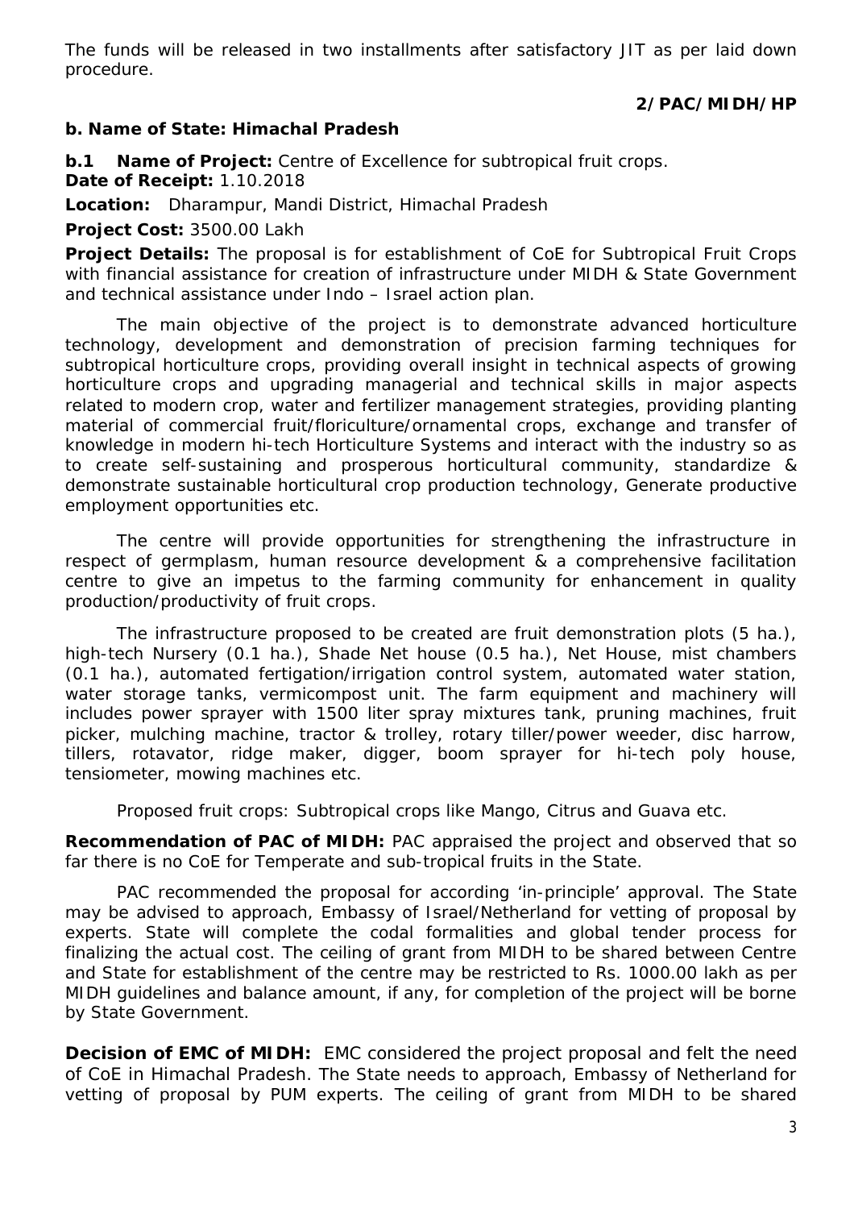The funds will be released in two installments after satisfactory JIT as per laid down procedure.

**2/PAC/MIDH/HP**

**b. Name of State: Himachal Pradesh**

**b.1 Name of Project:** Centre of Excellence for subtropical fruit crops.
**Date of Receipt:** 1.10.2018

**Location:** Dharampur, Mandi District, Himachal Pradesh

**Project Cost:** 3500.00 Lakh

**Project Details:** The proposal is for establishment of CoE for Subtropical Fruit Crops with financial assistance for creation of infrastructure under MIDH & State Government and technical assistance under Indo – Israel action plan.

The main objective of the project is to demonstrate advanced horticulture technology, development and demonstration of precision farming techniques for subtropical horticulture crops, providing overall insight in technical aspects of growing horticulture crops and upgrading managerial and technical skills in major aspects related to modern crop, water and fertilizer management strategies, providing planting material of commercial fruit/floriculture/ornamental crops, exchange and transfer of knowledge in modern hi-tech Horticulture Systems and interact with the industry so as to create self-sustaining and prosperous horticultural community, standardize & demonstrate sustainable horticultural crop production technology, Generate productive employment opportunities etc.

The centre will provide opportunities for strengthening the infrastructure in respect of germplasm, human resource development & a comprehensive facilitation centre to give an impetus to the farming community for enhancement in quality production/productivity of fruit crops.

The infrastructure proposed to be created are fruit demonstration plots (5 ha.), high-tech Nursery (0.1 ha.), Shade Net house (0.5 ha.), Net House, mist chambers (0.1 ha.), automated fertigation/irrigation control system, automated water station, water storage tanks, vermicompost unit. The farm equipment and machinery will includes power sprayer with 1500 liter spray mixtures tank, pruning machines, fruit picker, mulching machine, tractor & trolley, rotary tiller/power weeder, disc harrow, tillers, rotavator, ridge maker, digger, boom sprayer for hi-tech poly house, tensiometer, mowing machines etc.

Proposed fruit crops: Subtropical crops like Mango, Citrus and Guava etc.

**Recommendation of PAC of MIDH:** PAC appraised the project and observed that so far there is no CoE for Temperate and sub-tropical fruits in the State.

PAC recommended the proposal for according 'in-principle' approval. The State may be advised to approach, Embassy of Israel/Netherland for vetting of proposal by experts. State will complete the codal formalities and global tender process for finalizing the actual cost. The ceiling of grant from MIDH to be shared between Centre and State for establishment of the centre may be restricted to Rs. 1000.00 lakh as per MIDH guidelines and balance amount, if any, for completion of the project will be borne by State Government.

**Decision of EMC of MIDH:** EMC considered the project proposal and felt the need of CoE in Himachal Pradesh. The State needs to approach, Embassy of Netherland for vetting of proposal by PUM experts. The ceiling of grant from MIDH to be shared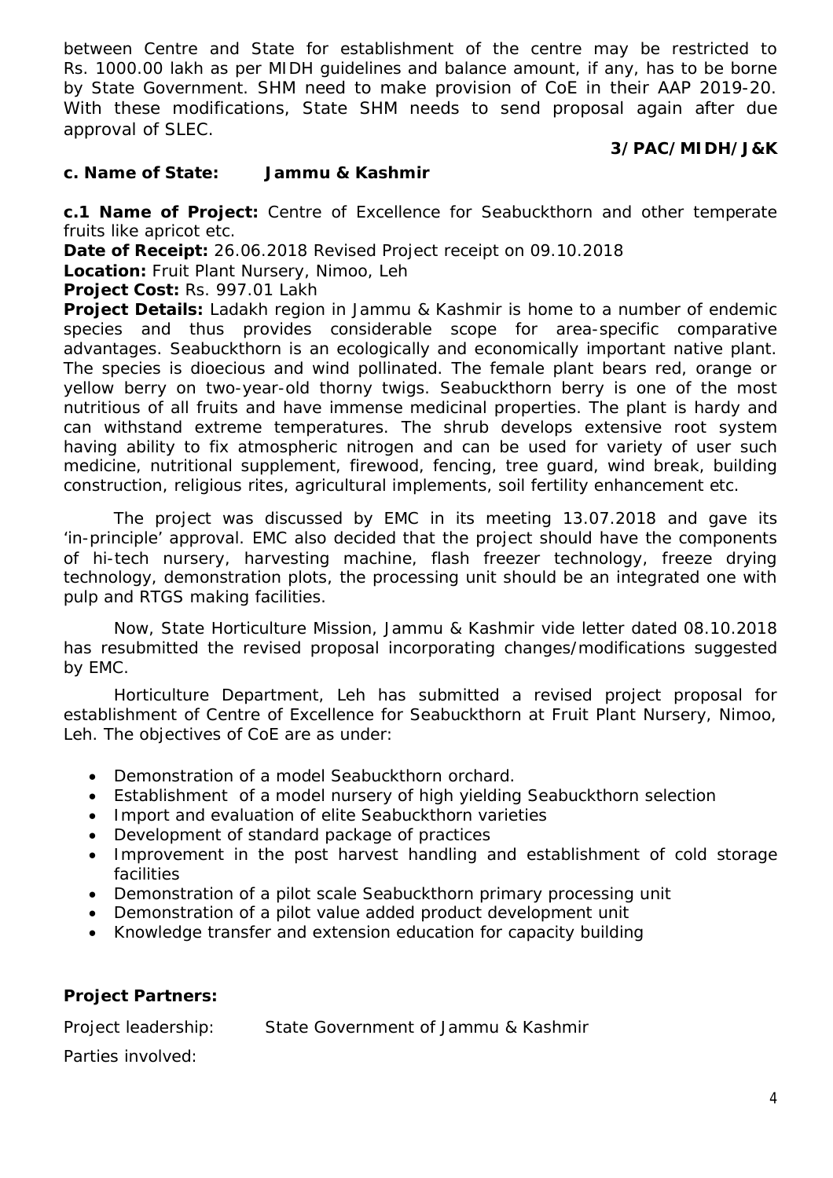between Centre and State for establishment of the centre may be restricted to Rs. 1000.00 lakh as per MIDH guidelines and balance amount, if any, has to be borne by State Government. SHM need to make provision of CoE in their AAP 2019-20. With these modifications, State SHM needs to send proposal again after due approval of SLEC.

**3/PAC/MIDH/J&K**

**c. Name of State: Jammu & Kashmir**

**c.1 Name of Project:** Centre of Excellence for Seabuckthorn and other temperate fruits like apricot etc.

**Date of Receipt:** 26.06.2018 Revised Project receipt on 09.10.2018

**Location:** Fruit Plant Nursery, Nimoo, Leh

**Project Cost:** Rs. 997.01 Lakh

**Project Details:** Ladakh region in Jammu & Kashmir is home to a number of endemic species and thus provides considerable scope for area-specific comparative advantages. Seabuckthorn is an ecologically and economically important native plant. The species is dioecious and wind pollinated. The female plant bears red, orange or yellow berry on two-year-old thorny twigs. Seabuckthorn berry is one of the most nutritious of all fruits and have immense medicinal properties. The plant is hardy and can withstand extreme temperatures. The shrub develops extensive root system having ability to fix atmospheric nitrogen and can be used for variety of user such medicine, nutritional supplement, firewood, fencing, tree guard, wind break, building construction, religious rites, agricultural implements, soil fertility enhancement etc.

The project was discussed by EMC in its meeting 13.07.2018 and gave its 'in-principle' approval. EMC also decided that the project should have the components of hi-tech nursery, harvesting machine, flash freezer technology, freeze drying technology, demonstration plots, the processing unit should be an integrated one with pulp and RTGS making facilities.

Now, State Horticulture Mission, Jammu & Kashmir vide letter dated 08.10.2018 has resubmitted the revised proposal incorporating changes/modifications suggested by EMC.

Horticulture Department, Leh has submitted a revised project proposal for establishment of Centre of Excellence for Seabuckthorn at Fruit Plant Nursery, Nimoo, Leh. The objectives of CoE are as under:

- Demonstration of a model Seabuckthorn orchard.
- Establishment of a model nursery of high yielding Seabuckthorn selection
- Import and evaluation of elite Seabuckthorn varieties
- Development of standard package of practices
- Improvement in the post harvest handling and establishment of cold storage facilities
- Demonstration of a pilot scale Seabuckthorn primary processing unit
- Demonstration of a pilot value added product development unit
- Knowledge transfer and extension education for capacity building

**Project Partners:**

Project leadership: State Government of Jammu & Kashmir

Parties involved: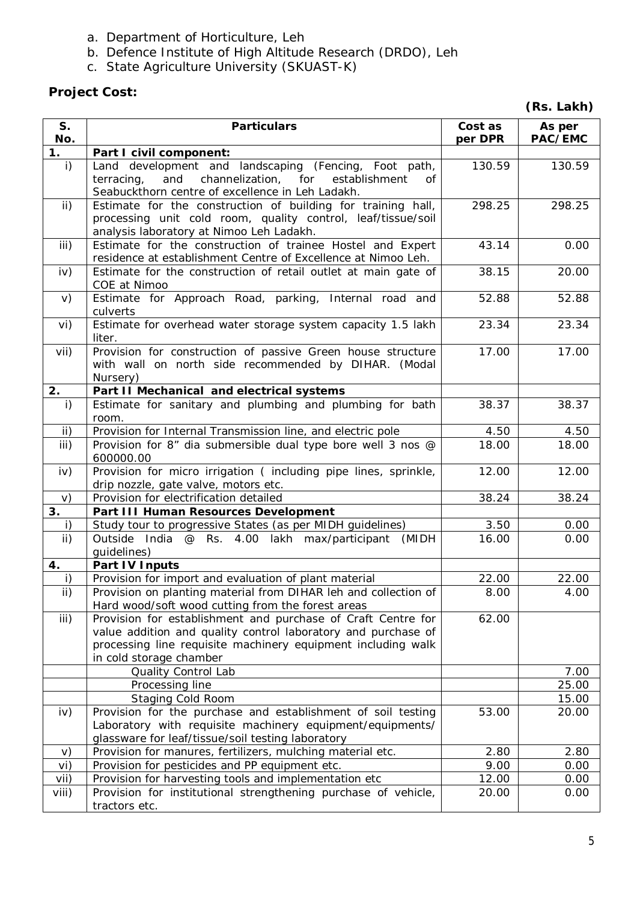a. Department of Horticulture, Leh
b. Defence Institute of High Altitude Research (DRDO), Leh
c. State Agriculture University (SKUAST-K)

**Project Cost:**

**(Rs. Lakh)**

| S. No. | Particulars | Cost as per DPR | As per PAC/EMC |
|---|---|---|---|
| **1.** | **Part I civil component:** | | |
| i) | Land development and landscaping (Fencing, Foot path, terracing, and channelization, for establishment of Seabuckthorn centre of excellence in Leh Ladakh. | 130.59 | 130.59 |
| ii) | Estimate for the construction of building for training hall, processing unit cold room, quality control, leaf/tissue/soil analysis laboratory at Nimoo Leh Ladakh. | 298.25 | 298.25 |
| iii) | Estimate for the construction of trainee Hostel and Expert residence at establishment Centre of Excellence at Nimoo Leh. | 43.14 | 0.00 |
| iv) | Estimate for the construction of retail outlet at main gate of COE at Nimoo | 38.15 | 20.00 |
| v) | Estimate for Approach Road, parking, Internal road and culverts | 52.88 | 52.88 |
| vi) | Estimate for overhead water storage system capacity 1.5 lakh liter. | 23.34 | 23.34 |
| vii) | Provision for construction of passive Green house structure with wall on north side recommended by DIHAR. (Modal Nursery) | 17.00 | 17.00 |
| **2.** | **Part II Mechanical and electrical systems** | | |
| i) | Estimate for sanitary and plumbing and plumbing for bath room. | 38.37 | 38.37 |
| ii) | Provision for Internal Transmission line, and electric pole | 4.50 | 4.50 |
| iii) | Provision for 8" dia submersible dual type bore well 3 nos @ 600000.00 | 18.00 | 18.00 |
| iv) | Provision for micro irrigation ( including pipe lines, sprinkle, drip nozzle, gate valve, motors etc. | 12.00 | 12.00 |
| v) | Provision for electrification detailed | 38.24 | 38.24 |
| **3.** | **Part III Human Resources Development** | | |
| i) | Study tour to progressive States (as per MIDH guidelines) | 3.50 | 0.00 |
| ii) | Outside India @ Rs. 4.00 lakh max/participant (MIDH guidelines) | 16.00 | 0.00 |
| **4.** | **Part IV Inputs** | | |
| i) | Provision for import and evaluation of plant material | 22.00 | 22.00 |
| ii) | Provision on planting material from DIHAR leh and collection of Hard wood/soft wood cutting from the forest areas | 8.00 | 4.00 |
| iii) | Provision for establishment and purchase of Craft Centre for value addition and quality control laboratory and purchase of processing line requisite machinery equipment including walk in cold storage chamber | 62.00 | |
| | Quality Control Lab | | 7.00 |
| | Processing line | | 25.00 |
| | Staging Cold Room | | 15.00 |
| iv) | Provision for the purchase and establishment of soil testing Laboratory with requisite machinery equipment/equipments/ glassware for leaf/tissue/soil testing laboratory | 53.00 | 20.00 |
| v) | Provision for manures, fertilizers, mulching material etc. | 2.80 | 2.80 |
| vi) | Provision for pesticides and PP equipment etc. | 9.00 | 0.00 |
| vii) | Provision for harvesting tools and implementation etc | 12.00 | 0.00 |
| viii) | Provision for institutional strengthening purchase of vehicle, tractors etc. | 20.00 | 0.00 |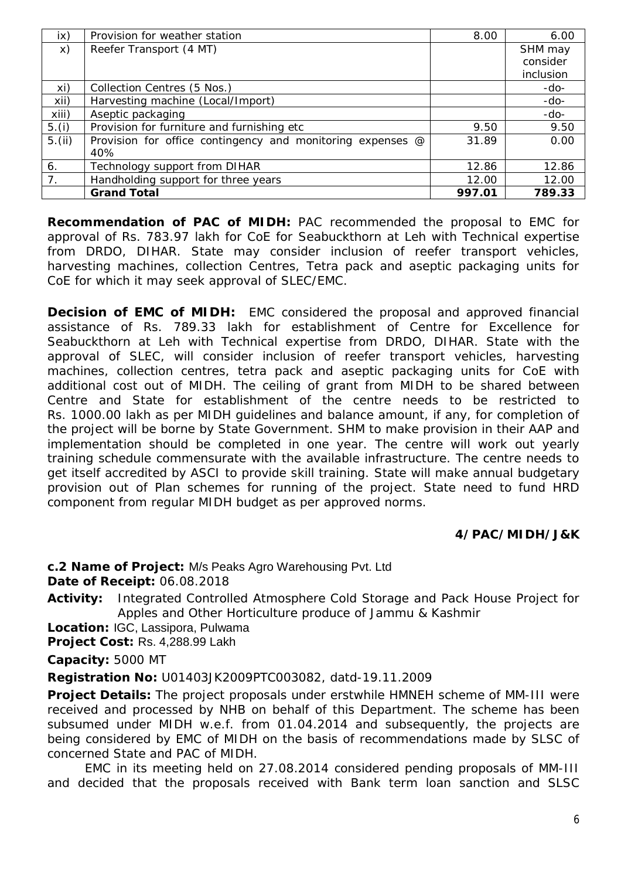| ix) | Provision for weather station | 8.00 | 6.00 |
|---|---|---|---|
| x) | Reefer Transport (4 MT) | | SHM may consider inclusion |
| xi) | Collection Centres (5 Nos.) | | -do- |
| xii) | Harvesting machine (Local/Import) | | -do- |
| xiii) | Aseptic packaging | | -do- |
| 5.(i) | Provision for furniture and furnishing etc | 9.50 | 9.50 |
| 5.(ii) | Provision for office contingency and monitoring expenses @ 40% | 31.89 | 0.00 |
| 6. | Technology support from DIHAR | 12.86 | 12.86 |
| 7. | Handholding support for three years | 12.00 | 12.00 |
| | **Grand Total** | **997.01** | **789.33** |

**Recommendation of PAC of MIDH:** PAC recommended the proposal to EMC for approval of Rs. 783.97 lakh for CoE for Seabuckthorn at Leh with Technical expertise from DRDO, DIHAR. State may consider inclusion of reefer transport vehicles, harvesting machines, collection Centres, Tetra pack and aseptic packaging units for CoE for which it may seek approval of SLEC/EMC.

**Decision of EMC of MIDH:** EMC considered the proposal and approved financial assistance of Rs. 789.33 lakh for establishment of Centre for Excellence for Seabuckthorn at Leh with Technical expertise from DRDO, DIHAR. State with the approval of SLEC, will consider inclusion of reefer transport vehicles, harvesting machines, collection centres, tetra pack and aseptic packaging units for CoE with additional cost out of MIDH. The ceiling of grant from MIDH to be shared between Centre and State for establishment of the centre needs to be restricted to Rs. 1000.00 lakh as per MIDH guidelines and balance amount, if any, for completion of the project will be borne by State Government. SHM to make provision in their AAP and implementation should be completed in one year. The centre will work out yearly training schedule commensurate with the available infrastructure. The centre needs to get itself accredited by ASCI to provide skill training. State will make annual budgetary provision out of Plan schemes for running of the project. State need to fund HRD component from regular MIDH budget as per approved norms.

**4/PAC/MIDH/J&K**

**c.2 Name of Project:** M/s Peaks Agro Warehousing Pvt. Ltd

**Date of Receipt:** 06.08.2018

**Activity:** Integrated Controlled Atmosphere Cold Storage and Pack House Project for Apples and Other Horticulture produce of Jammu & Kashmir

**Location:** IGC, Lassipora, Pulwama

**Project Cost:** Rs. 4,288.99 Lakh

**Capacity:** 5000 MT

**Registration No:** U01403JK2009PTC003082, datd-19.11.2009

**Project Details:** The project proposals under erstwhile HMNEH scheme of MM-III were received and processed by NHB on behalf of this Department. The scheme has been subsumed under MIDH w.e.f. from 01.04.2014 and subsequently, the projects are being considered by EMC of MIDH on the basis of recommendations made by SLSC of concerned State and PAC of MIDH.

EMC in its meeting held on 27.08.2014 considered pending proposals of MM-III and decided that the proposals received with Bank term loan sanction and SLSC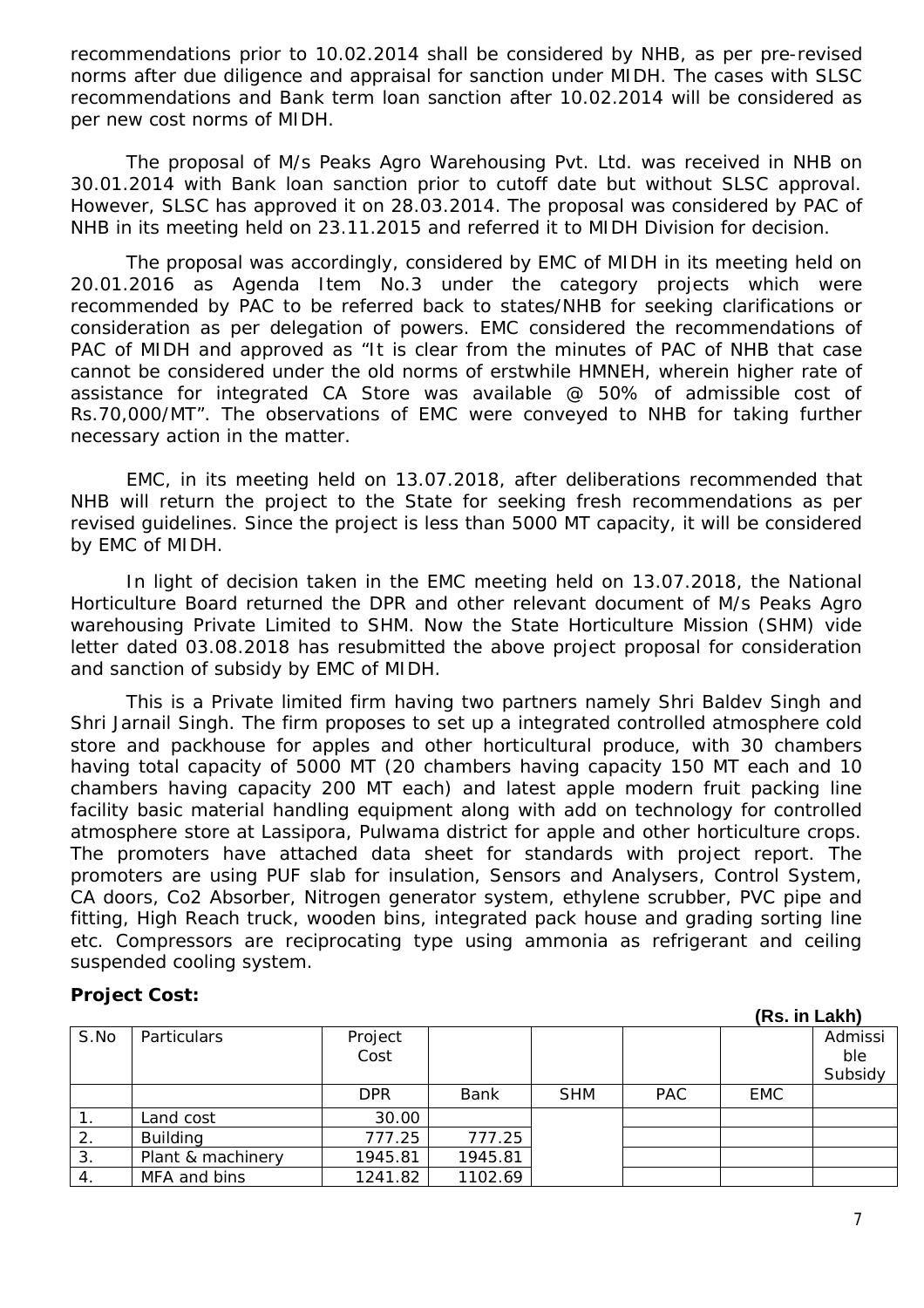recommendations prior to 10.02.2014 shall be considered by NHB, as per pre-revised norms after due diligence and appraisal for sanction under MIDH. The cases with SLSC recommendations and Bank term loan sanction after 10.02.2014 will be considered as per new cost norms of MIDH.

The proposal of M/s Peaks Agro Warehousing Pvt. Ltd. was received in NHB on 30.01.2014 with Bank loan sanction prior to cutoff date but without SLSC approval. However, SLSC has approved it on 28.03.2014. The proposal was considered by PAC of NHB in its meeting held on 23.11.2015 and referred it to MIDH Division for decision.

The proposal was accordingly, considered by EMC of MIDH in its meeting held on 20.01.2016 as Agenda Item No.3 under the category projects which were recommended by PAC to be referred back to states/NHB for seeking clarifications or consideration as per delegation of powers. EMC considered the recommendations of PAC of MIDH and approved as "It is clear from the minutes of PAC of NHB that case cannot be considered under the old norms of erstwhile HMNEH, wherein higher rate of assistance for integrated CA Store was available @ 50% of admissible cost of Rs.70,000/MT". The observations of EMC were conveyed to NHB for taking further necessary action in the matter.

EMC, in its meeting held on 13.07.2018, after deliberations recommended that NHB will return the project to the State for seeking fresh recommendations as per revised guidelines. Since the project is less than 5000 MT capacity, it will be considered by EMC of MIDH.

In light of decision taken in the EMC meeting held on 13.07.2018, the National Horticulture Board returned the DPR and other relevant document of M/s Peaks Agro warehousing Private Limited to SHM. Now the State Horticulture Mission (SHM) vide letter dated 03.08.2018 has resubmitted the above project proposal for consideration and sanction of subsidy by EMC of MIDH.

This is a Private limited firm having two partners namely Shri Baldev Singh and Shri Jarnail Singh. The firm proposes to set up a integrated controlled atmosphere cold store and packhouse for apples and other horticultural produce, with 30 chambers having total capacity of 5000 MT (20 chambers having capacity 150 MT each and 10 chambers having capacity 200 MT each) and latest apple modern fruit packing line facility basic material handling equipment along with add on technology for controlled atmosphere store at Lassipora, Pulwama district for apple and other horticulture crops. The promoters have attached data sheet for standards with project report. The promoters are using PUF slab for insulation, Sensors and Analysers, Control System, CA doors, Co2 Absorber, Nitrogen generator system, ethylene scrubber, PVC pipe and fitting, High Reach truck, wooden bins, integrated pack house and grading sorting line etc. Compressors are reciprocating type using ammonia as refrigerant and ceiling suspended cooling system.

**Project Cost:**

**(Rs. in Lakh)**

| S.No | Particulars | Project Cost | | | | | Admissible Subsidy |
|---|---|---|---|---|---|---|---|
| | | DPR | Bank | SHM | PAC | EMC | |
| 1. | Land cost | 30.00 | | | | | |
| 2. | Building | 777.25 | 777.25 | | | | |
| 3. | Plant & machinery | 1945.81 | 1945.81 | | | | |
| 4. | MFA and bins | 1241.82 | 1102.69 | | | | |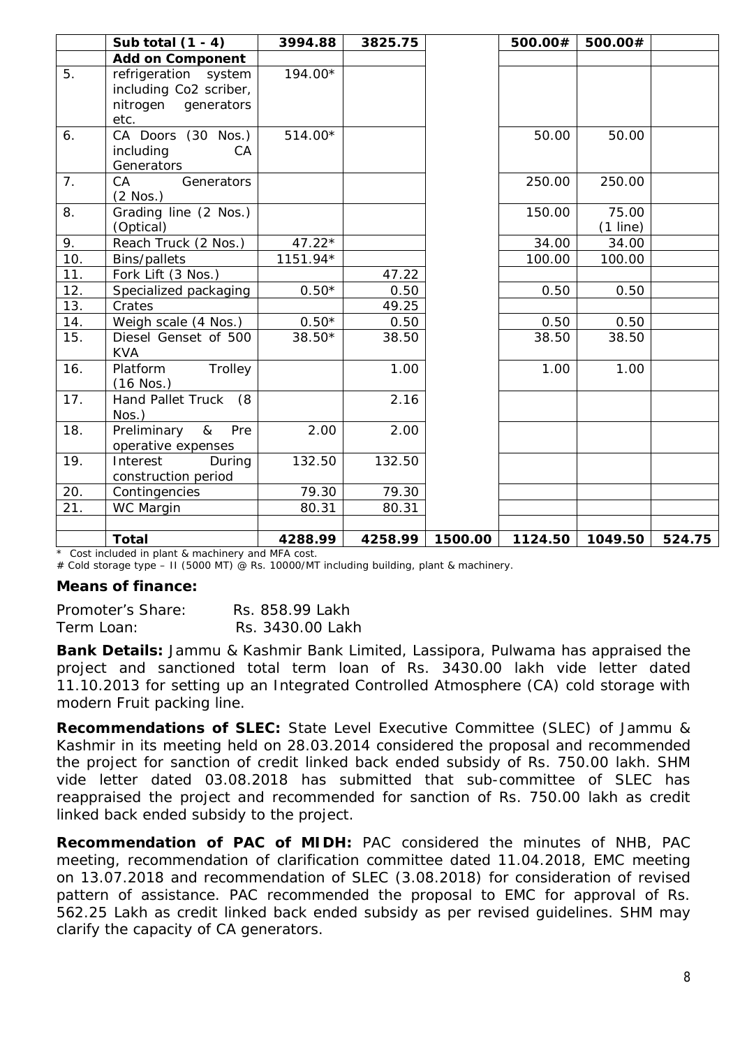|  | Sub total (1 - 4) | 3994.88 | 3825.75 |  | 500.00# | 500.00# |  |
|---|---|---|---|---|---|---|---|
|  | **Add on Component** |  |  |  |  |  |  |
| 5. | refrigeration system including Co2 scriber, nitrogen generators etc. | 194.00* |  |  |  |  |  |
| 6. | CA Doors (30 Nos.) including CA Generators | 514.00* |  |  | 50.00 | 50.00 |  |
| 7. | CA Generators (2 Nos.) |  |  |  | 250.00 | 250.00 |  |
| 8. | Grading line (2 Nos.) (Optical) |  |  |  | 150.00 | 75.00 (1 line) |  |
| 9. | Reach Truck (2 Nos.) | 47.22* |  |  | 34.00 | 34.00 |  |
| 10. | Bins/pallets | 1151.94* |  |  | 100.00 | 100.00 |  |
| 11. | Fork Lift (3 Nos.) |  | 47.22 |  |  |  |  |
| 12. | Specialized packaging | 0.50* | 0.50 |  | 0.50 | 0.50 |  |
| 13. | Crates |  | 49.25 |  |  |  |  |
| 14. | Weigh scale (4 Nos.) | 0.50* | 0.50 |  | 0.50 | 0.50 |  |
| 15. | Diesel Genset of 500 KVA | 38.50* | 38.50 |  | 38.50 | 38.50 |  |
| 16. | Platform Trolley (16 Nos.) |  | 1.00 |  | 1.00 | 1.00 |  |
| 17. | Hand Pallet Truck (8 Nos.) |  | 2.16 |  |  |  |  |
| 18. | Preliminary & Pre operative expenses | 2.00 | 2.00 |  |  |  |  |
| 19. | Interest During construction period | 132.50 | 132.50 |  |  |  |  |
| 20. | Contingencies | 79.30 | 79.30 |  |  |  |  |
| 21. | WC Margin | 80.31 | 80.31 |  |  |  |  |
|  |  |  |  |  |  |  |  |
|  | **Total** | **4288.99** | **4258.99** | **1500.00** | **1124.50** | **1049.50** | **524.75** |

\* Cost included in plant & machinery and MFA cost.

\# Cold storage type – II (5000 MT) @ Rs. 10000/MT including building, plant & machinery.

**Means of finance:**

Promoter's Share: Rs. 858.99 Lakh
Term Loan: Rs. 3430.00 Lakh

**Bank Details:** Jammu & Kashmir Bank Limited, Lassipora, Pulwama has appraised the project and sanctioned total term loan of Rs. 3430.00 lakh vide letter dated 11.10.2013 for setting up an Integrated Controlled Atmosphere (CA) cold storage with modern Fruit packing line.

**Recommendations of SLEC:** State Level Executive Committee (SLEC) of Jammu & Kashmir in its meeting held on 28.03.2014 considered the proposal and recommended the project for sanction of credit linked back ended subsidy of Rs. 750.00 lakh. SHM vide letter dated 03.08.2018 has submitted that sub-committee of SLEC has reappraised the project and recommended for sanction of Rs. 750.00 lakh as credit linked back ended subsidy to the project.

**Recommendation of PAC of MIDH:** PAC considered the minutes of NHB, PAC meeting, recommendation of clarification committee dated 11.04.2018, EMC meeting on 13.07.2018 and recommendation of SLEC (3.08.2018) for consideration of revised pattern of assistance. PAC recommended the proposal to EMC for approval of Rs. 562.25 Lakh as credit linked back ended subsidy as per revised guidelines. SHM may clarify the capacity of CA generators.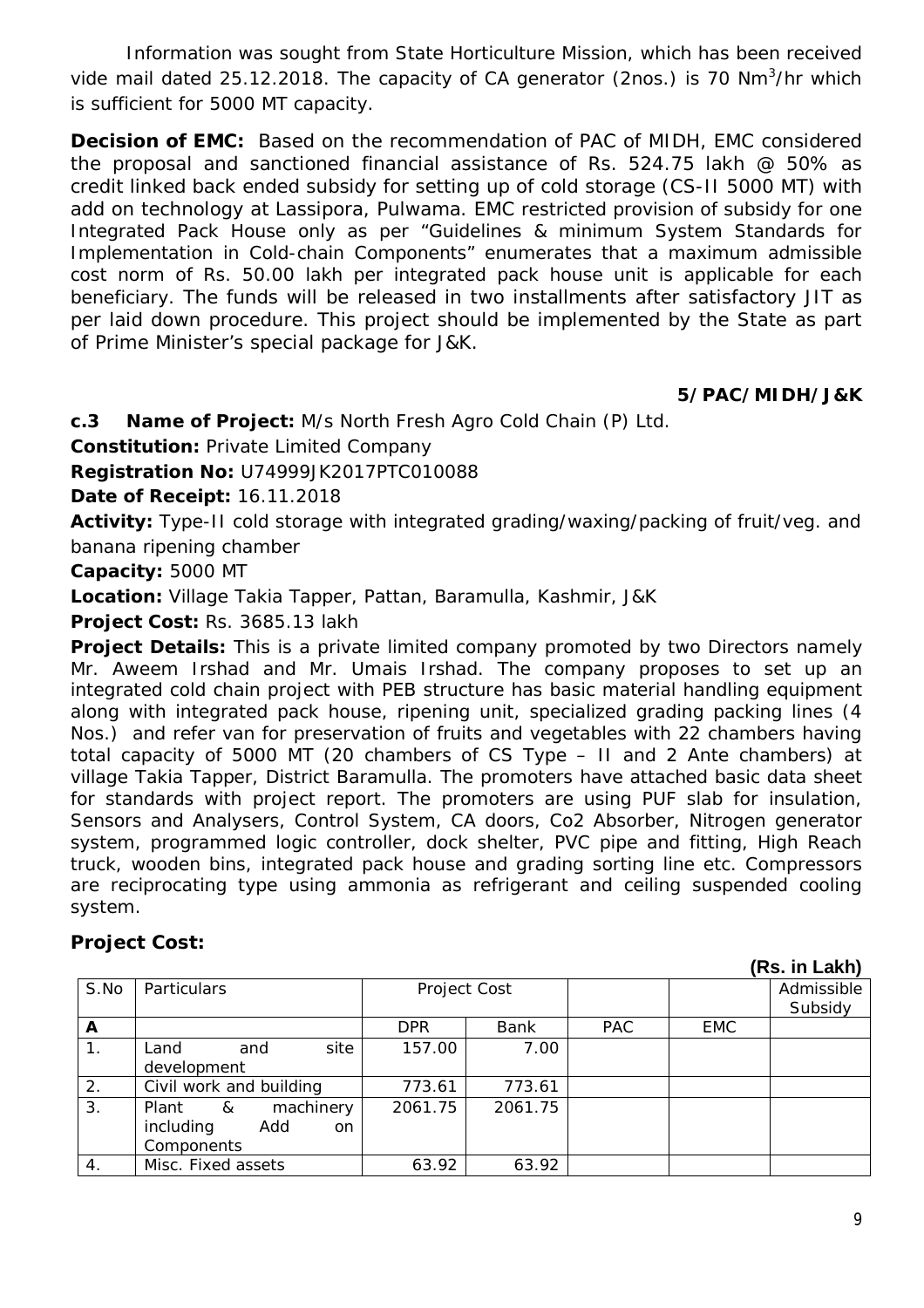Information was sought from State Horticulture Mission, which has been received vide mail dated 25.12.2018. The capacity of CA generator (2nos.) is 70 $Nm^3$/hr which is sufficient for 5000 MT capacity.

**Decision of EMC:** Based on the recommendation of PAC of MIDH, EMC considered the proposal and sanctioned financial assistance of Rs. 524.75 lakh @ 50% as credit linked back ended subsidy for setting up of cold storage (CS-II 5000 MT) with add on technology at Lassipora, Pulwama. EMC restricted provision of subsidy for one Integrated Pack House only as per "Guidelines & minimum System Standards for Implementation in Cold-chain Components" enumerates that a maximum admissible cost norm of Rs. 50.00 lakh per integrated pack house unit is applicable for each beneficiary. The funds will be released in two installments after satisfactory JIT as per laid down procedure. This project should be implemented by the State as part of Prime Minister's special package for J&K.

**5/PAC/MIDH/J&K**

**c.3 Name of Project:** M/s North Fresh Agro Cold Chain (P) Ltd.

**Constitution:** Private Limited Company

**Registration No:** U74999JK2017PTC010088

**Date of Receipt:** 16.11.2018

**Activity:** Type-II cold storage with integrated grading/waxing/packing of fruit/veg. and banana ripening chamber

**Capacity:** 5000 MT

**Location:** Village Takia Tapper, Pattan, Baramulla, Kashmir, J&K

**Project Cost:** Rs. 3685.13 lakh

**Project Details:** This is a private limited company promoted by two Directors namely Mr. Aweem Irshad and Mr. Umais Irshad. The company proposes to set up an integrated cold chain project with PEB structure has basic material handling equipment along with integrated pack house, ripening unit, specialized grading packing lines (4 Nos.) and refer van for preservation of fruits and vegetables with 22 chambers having total capacity of 5000 MT (20 chambers of CS Type – II and 2 Ante chambers) at village Takia Tapper, District Baramulla. The promoters have attached basic data sheet for standards with project report. The promoters are using PUF slab for insulation, Sensors and Analysers, Control System, CA doors, Co2 Absorber, Nitrogen generator system, programmed logic controller, dock shelter, PVC pipe and fitting, High Reach truck, wooden bins, integrated pack house and grading sorting line etc. Compressors are reciprocating type using ammonia as refrigerant and ceiling suspended cooling system.

**Project Cost:**

**(Rs. in Lakh)**

| S.No | Particulars | Project Cost | | | | Admissible Subsidy |
|---|---|---|---|---|---|---|
| **A** | | DPR | Bank | PAC | EMC | |
| 1. | Land and site development | 157.00 | 7.00 | | | |
| 2. | Civil work and building | 773.61 | 773.61 | | | |
| 3. | Plant & machinery including Add on Components | 2061.75 | 2061.75 | | | |
| 4. | Misc. Fixed assets | 63.92 | 63.92 | | | |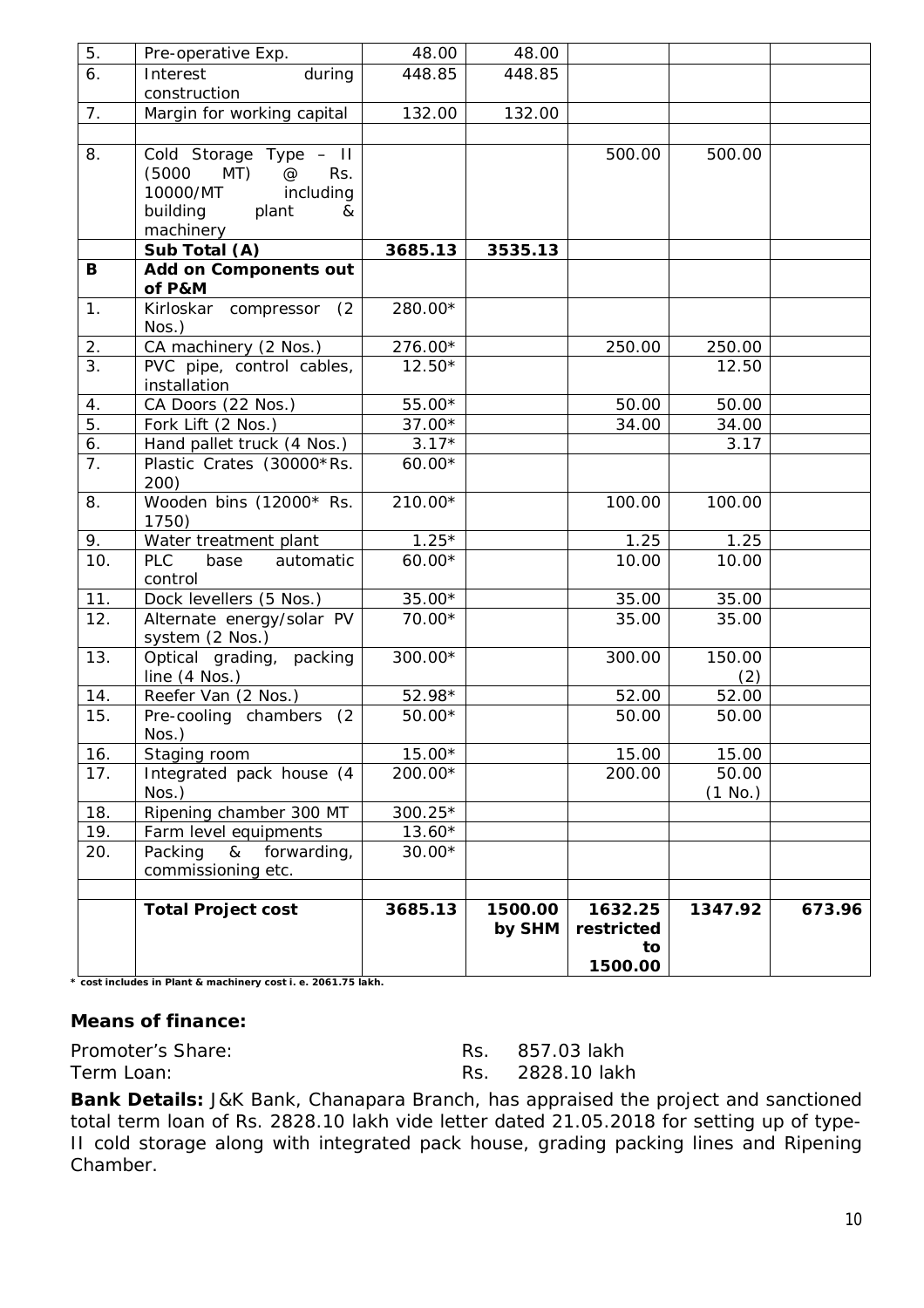| 5. | Pre-operative Exp. | 48.00 | 48.00 | | | |
|---|---|---|---|---|---|---|
| 6. | Interest during construction | 448.85 | 448.85 | | | |
| 7. | Margin for working capital | 132.00 | 132.00 | | | |
| | | | | | | |
| 8. | Cold Storage Type – II (5000 MT) @ Rs. 10000/MT including building plant & machinery | | | 500.00 | 500.00 | |
| | **Sub Total (A)** | **3685.13** | **3535.13** | | | |
| **B** | **Add on Components out of P&M** | | | | | |
| 1. | Kirloskar compressor (2 Nos.) | 280.00* | | | | |
| 2. | CA machinery (2 Nos.) | 276.00* | | 250.00 | 250.00 | |
| 3. | PVC pipe, control cables, installation | 12.50* | | | 12.50 | |
| 4. | CA Doors (22 Nos.) | 55.00* | | 50.00 | 50.00 | |
| 5. | Fork Lift (2 Nos.) | 37.00* | | 34.00 | 34.00 | |
| 6. | Hand pallet truck (4 Nos.) | 3.17* | | | 3.17 | |
| 7. | Plastic Crates (30000*Rs. 200) | 60.00* | | | | |
| 8. | Wooden bins (12000* Rs. 1750) | 210.00* | | 100.00 | 100.00 | |
| 9. | Water treatment plant | 1.25* | | 1.25 | 1.25 | |
| 10. | PLC base automatic control | 60.00* | | 10.00 | 10.00 | |
| 11. | Dock levellers (5 Nos.) | 35.00* | | 35.00 | 35.00 | |
| 12. | Alternate energy/solar PV system (2 Nos.) | 70.00* | | 35.00 | 35.00 | |
| 13. | Optical grading, packing line (4 Nos.) | 300.00* | | 300.00 | 150.00 (2) | |
| 14. | Reefer Van (2 Nos.) | 52.98* | | 52.00 | 52.00 | |
| 15. | Pre-cooling chambers (2 Nos.) | 50.00* | | 50.00 | 50.00 | |
| 16. | Staging room | 15.00* | | 15.00 | 15.00 | |
| 17. | Integrated pack house (4 Nos.) | 200.00* | | 200.00 | 50.00 (1 No.) | |
| 18. | Ripening chamber 300 MT | 300.25* | | | | |
| 19. | Farm level equipments | 13.60* | | | | |
| 20. | Packing & forwarding, commissioning etc. | 30.00* | | | | |
| | | | | | | |
| | **Total Project cost** | **3685.13** | **1500.00 by SHM** | **1632.25 restricted to 1500.00** | **1347.92** | **673.96** |

**\* cost includes in Plant & machinery cost i. e. 2061.75 lakh.**

### Means of finance:

Promoter's Share: Rs. 857.03 lakh
Term Loan: Rs. 2828.10 lakh

**Bank Details:** J&K Bank, Chanapara Branch, has appraised the project and sanctioned total term loan of Rs. 2828.10 lakh vide letter dated 21.05.2018 for setting up of type-II cold storage along with integrated pack house, grading packing lines and Ripening Chamber.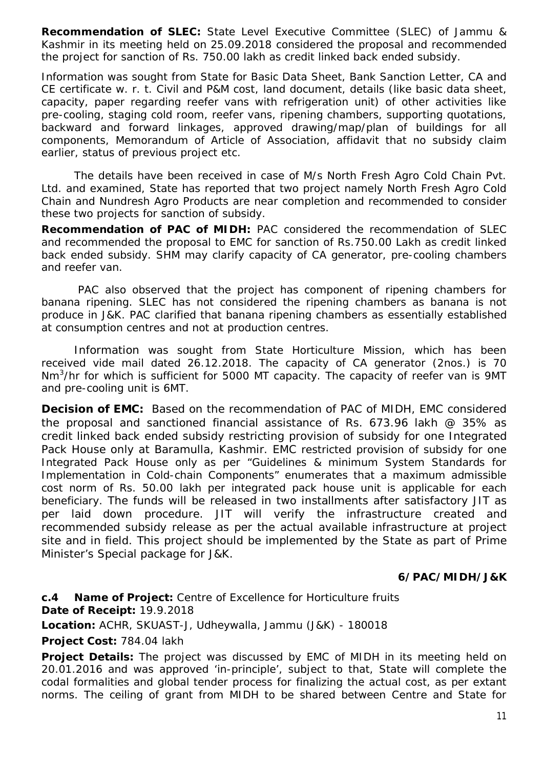**Recommendation of SLEC:** State Level Executive Committee (SLEC) of Jammu & Kashmir in its meeting held on 25.09.2018 considered the proposal and recommended the project for sanction of Rs. 750.00 lakh as credit linked back ended subsidy.

Information was sought from State for Basic Data Sheet, Bank Sanction Letter, CA and CE certificate w. r. t. Civil and P&M cost, land document, details (like basic data sheet, capacity, paper regarding reefer vans with refrigeration unit) of other activities like pre-cooling, staging cold room, reefer vans, ripening chambers, supporting quotations, backward and forward linkages, approved drawing/map/plan of buildings for all components, Memorandum of Article of Association, affidavit that no subsidy claim earlier, status of previous project etc.

The details have been received in case of M/s North Fresh Agro Cold Chain Pvt. Ltd. and examined, State has reported that two project namely North Fresh Agro Cold Chain and Nundresh Agro Products are near completion and recommended to consider these two projects for sanction of subsidy.

**Recommendation of PAC of MIDH:** PAC considered the recommendation of SLEC and recommended the proposal to EMC for sanction of Rs.750.00 Lakh as credit linked back ended subsidy. SHM may clarify capacity of CA generator, pre-cooling chambers and reefer van.

PAC also observed that the project has component of ripening chambers for banana ripening. SLEC has not considered the ripening chambers as banana is not produce in J&K. PAC clarified that banana ripening chambers as essentially established at consumption centres and not at production centres.

Information was sought from State Horticulture Mission, which has been received vide mail dated 26.12.2018. The capacity of CA generator (2nos.) is 70 $Nm^3$/hr for which is sufficient for 5000 MT capacity. The capacity of reefer van is 9MT and pre-cooling unit is 6MT.

**Decision of EMC:** Based on the recommendation of PAC of MIDH, EMC considered the proposal and sanctioned financial assistance of Rs. 673.96 lakh @ 35% as credit linked back ended subsidy restricting provision of subsidy for one Integrated Pack House only at Baramulla, Kashmir. EMC restricted provision of subsidy for one Integrated Pack House only as per "Guidelines & minimum System Standards for Implementation in Cold-chain Components" enumerates that a maximum admissible cost norm of Rs. 50.00 lakh per integrated pack house unit is applicable for each beneficiary. The funds will be released in two installments after satisfactory JIT as per laid down procedure. JIT will verify the infrastructure created and recommended subsidy release as per the actual available infrastructure at project site and in field. This project should be implemented by the State as part of Prime Minister's Special package for J&K.

**6/PAC/MIDH/J&K**

**c.4 Name of Project:** Centre of Excellence for Horticulture fruits

**Date of Receipt:** 19.9.2018

**Location:** ACHR, SKUAST-J, Udheywalla, Jammu (J&K) - 180018

**Project Cost:** 784.04 lakh

**Project Details:** The project was discussed by EMC of MIDH in its meeting held on 20.01.2016 and was approved 'in-principle', subject to that, State will complete the codal formalities and global tender process for finalizing the actual cost, as per extant norms. The ceiling of grant from MIDH to be shared between Centre and State for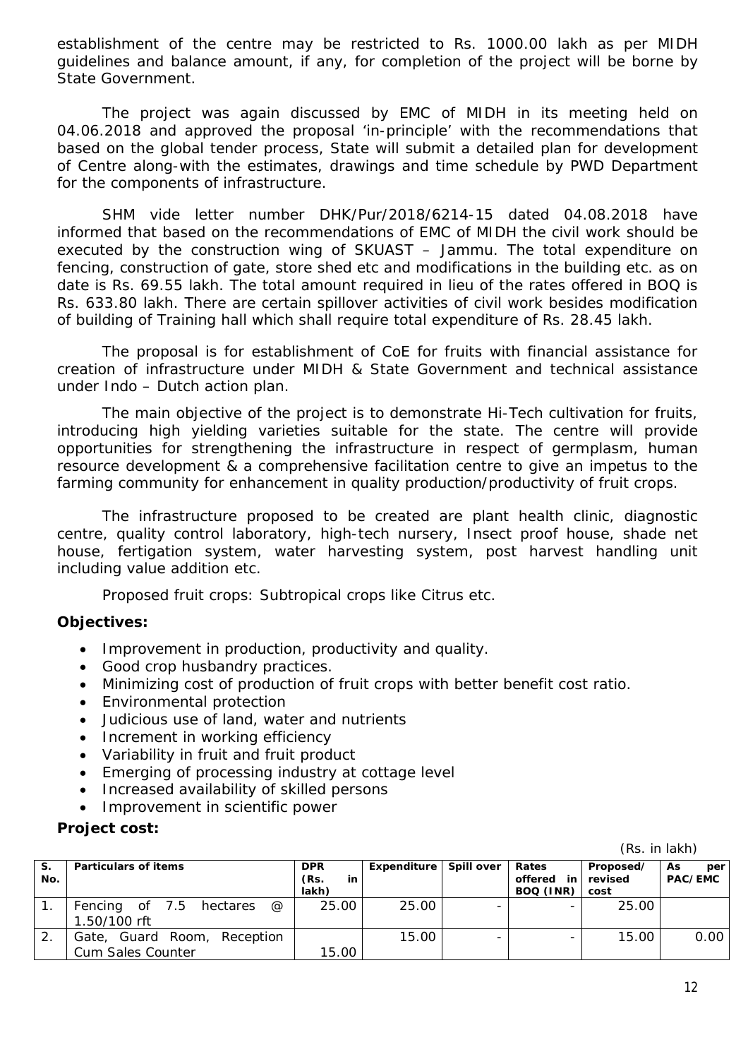establishment of the centre may be restricted to Rs. 1000.00 lakh as per MIDH guidelines and balance amount, if any, for completion of the project will be borne by State Government.

The project was again discussed by EMC of MIDH in its meeting held on 04.06.2018 and approved the proposal 'in-principle' with the recommendations that based on the global tender process, State will submit a detailed plan for development of Centre along-with the estimates, drawings and time schedule by PWD Department for the components of infrastructure.

SHM vide letter number DHK/Pur/2018/6214-15 dated 04.08.2018 have informed that based on the recommendations of EMC of MIDH the civil work should be executed by the construction wing of SKUAST – Jammu. The total expenditure on fencing, construction of gate, store shed etc and modifications in the building etc. as on date is Rs. 69.55 lakh. The total amount required in lieu of the rates offered in BOQ is Rs. 633.80 lakh. There are certain spillover activities of civil work besides modification of building of Training hall which shall require total expenditure of Rs. 28.45 lakh.

The proposal is for establishment of CoE for fruits with financial assistance for creation of infrastructure under MIDH & State Government and technical assistance under Indo – Dutch action plan.

The main objective of the project is to demonstrate Hi-Tech cultivation for fruits, introducing high yielding varieties suitable for the state. The centre will provide opportunities for strengthening the infrastructure in respect of germplasm, human resource development & a comprehensive facilitation centre to give an impetus to the farming community for enhancement in quality production/productivity of fruit crops.

The infrastructure proposed to be created are plant health clinic, diagnostic centre, quality control laboratory, high-tech nursery, Insect proof house, shade net house, fertigation system, water harvesting system, post harvest handling unit including value addition etc.

Proposed fruit crops: Subtropical crops like Citrus etc.

**Objectives:**

- Improvement in production, productivity and quality.
- Good crop husbandry practices.
- Minimizing cost of production of fruit crops with better benefit cost ratio.
- Environmental protection
- Judicious use of land, water and nutrients
- Increment in working efficiency
- Variability in fruit and fruit product
- Emerging of processing industry at cottage level
- Increased availability of skilled persons
- Improvement in scientific power

**Project cost:**

(Rs. in lakh)

| S. No. | Particulars of items | DPR (Rs. in lakh) | Expenditure | Spill over | Rates offered in BOQ (INR) | Proposed/ revised cost | As per PAC/EMC |
|---|---|---|---|---|---|---|---|
| 1. | Fencing of 7.5 hectares @ 1.50/100 rft | 25.00 | 25.00 | - | - | 25.00 | |
| 2. | Gate, Guard Room, Reception Cum Sales Counter | 15.00 | 15.00 | - | - | 15.00 | 0.00 |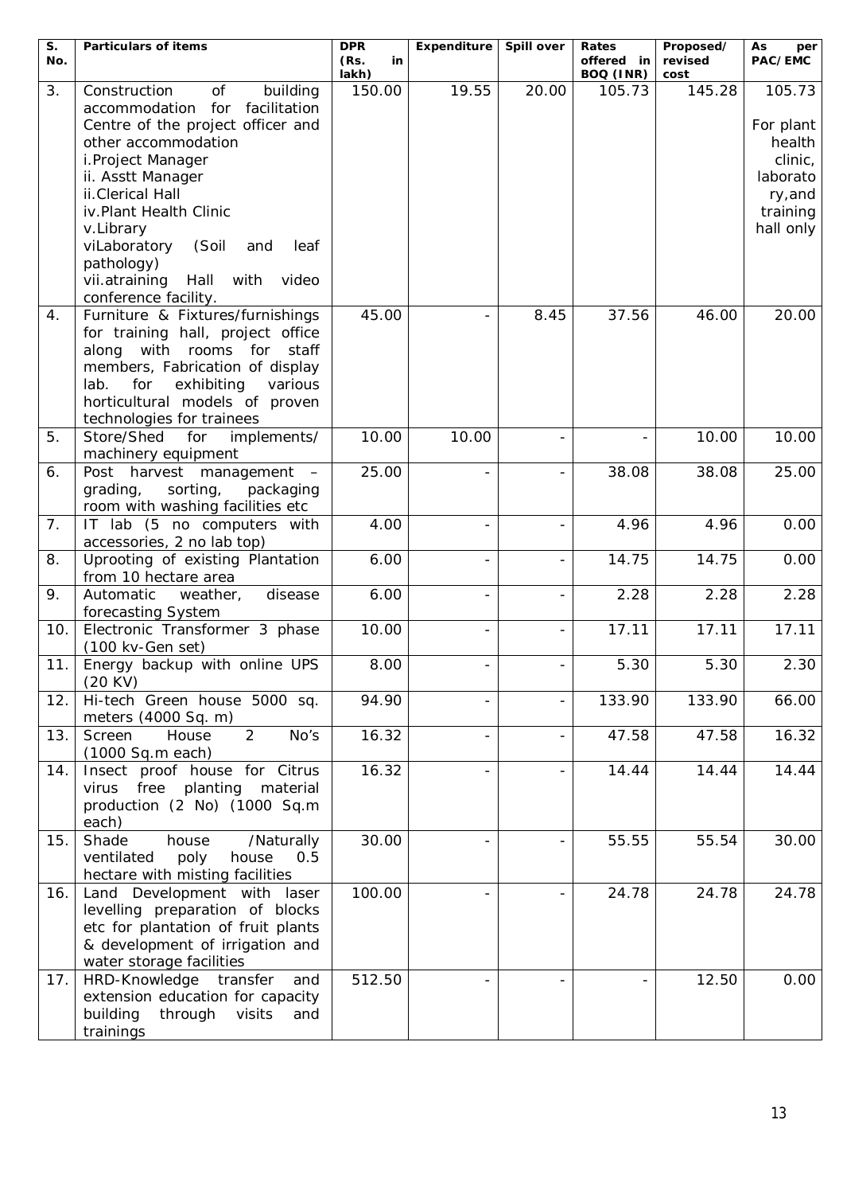| S. No. | Particulars of items | DPR (Rs. in lakh) | Expenditure | Spill over | Rates offered in BOQ (INR) | Proposed/ revised cost | As per PAC/EMC |
|---|---|---|---|---|---|---|---|
| 3. | Construction of building accommodation for facilitation Centre of the project officer and other accommodation<br>i.Project Manager<br>ii. Asstt Manager<br>ii.Clerical Hall<br>iv.Plant Health Clinic<br>v.Library<br>viLaboratory (Soil and leaf pathology)<br>vii.atraining Hall with video conference facility. | 150.00 | 19.55 | 20.00 | 105.73 | 145.28 | 105.73<br><br>For plant health clinic, laboratory,and training hall only |
| 4. | Furniture & Fixtures/furnishings for training hall, project office along with rooms for staff members, Fabrication of display lab. for exhibiting various horticultural models of proven technologies for trainees | 45.00 | - | 8.45 | 37.56 | 46.00 | 20.00 |
| 5. | Store/Shed for implements/ machinery equipment | 10.00 | 10.00 | - | - | 10.00 | 10.00 |
| 6. | Post harvest management – grading, sorting, packaging room with washing facilities etc | 25.00 | - | - | 38.08 | 38.08 | 25.00 |
| 7. | IT lab (5 no computers with accessories, 2 no lab top) | 4.00 | - | - | 4.96 | 4.96 | 0.00 |
| 8. | Uprooting of existing Plantation from 10 hectare area | 6.00 | - | - | 14.75 | 14.75 | 0.00 |
| 9. | Automatic weather, disease forecasting System | 6.00 | - | - | 2.28 | 2.28 | 2.28 |
| 10. | Electronic Transformer 3 phase (100 kv-Gen set) | 10.00 | - | - | 17.11 | 17.11 | 17.11 |
| 11. | Energy backup with online UPS (20 KV) | 8.00 | - | - | 5.30 | 5.30 | 2.30 |
| 12. | Hi-tech Green house 5000 sq. meters (4000 Sq. m) | 94.90 | - | - | 133.90 | 133.90 | 66.00 |
| 13. | Screen House 2 No's (1000 Sq.m each) | 16.32 | - | - | 47.58 | 47.58 | 16.32 |
| 14. | Insect proof house for Citrus virus free planting material production (2 No) (1000 Sq.m each) | 16.32 | - | - | 14.44 | 14.44 | 14.44 |
| 15. | Shade house /Naturally ventilated poly house 0.5 hectare with misting facilities | 30.00 | - | - | 55.55 | 55.54 | 30.00 |
| 16. | Land Development with laser levelling preparation of blocks etc for plantation of fruit plants & development of irrigation and water storage facilities | 100.00 | - | - | 24.78 | 24.78 | 24.78 |
| 17. | HRD-Knowledge transfer and extension education for capacity building through visits and trainings | 512.50 | - | - | - | 12.50 | 0.00 |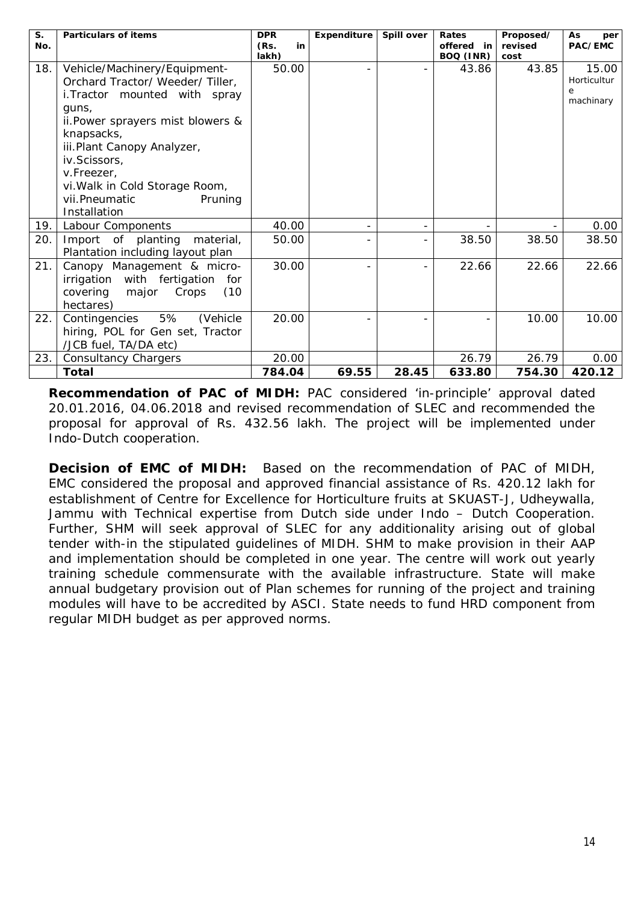| S. No. | Particulars of items | DPR (Rs. in lakh) | Expenditure | Spill over | Rates offered in BOQ (INR) | Proposed/ revised cost | As per PAC/EMC |
|---|---|---|---|---|---|---|---|
| 18. | Vehicle/Machinery/Equipment- Orchard Tractor/ Weeder/ Tiller, i.Tractor mounted with spray guns, ii.Power sprayers mist blowers & knapsacks, iii.Plant Canopy Analyzer, iv.Scissors, v.Freezer, vi.Walk in Cold Storage Room, vii.Pneumatic Pruning Installation | 50.00 | - | - | 43.86 | 43.85 | 15.00 Horticulture machinary |
| 19. | Labour Components | 40.00 | - | - | - | - | 0.00 |
| 20. | Import of planting material, Plantation including layout plan | 50.00 | - | - | 38.50 | 38.50 | 38.50 |
| 21. | Canopy Management & micro-irrigation with fertigation for covering major Crops (10 hectares) | 30.00 | - | - | 22.66 | 22.66 | 22.66 |
| 22. | Contingencies 5% (Vehicle hiring, POL for Gen set, Tractor /JCB fuel, TA/DA etc) | 20.00 | - | - | - | 10.00 | 10.00 |
| 23. | Consultancy Chargers | 20.00 | | | 26.79 | 26.79 | 0.00 |
| | **Total** | **784.04** | **69.55** | **28.45** | **633.80** | **754.30** | **420.12** |

**Recommendation of PAC of MIDH:** PAC considered 'in-principle' approval dated 20.01.2016, 04.06.2018 and revised recommendation of SLEC and recommended the proposal for approval of Rs. 432.56 lakh. The project will be implemented under Indo-Dutch cooperation.

**Decision of EMC of MIDH:** Based on the recommendation of PAC of MIDH, EMC considered the proposal and approved financial assistance of Rs. 420.12 lakh for establishment of Centre for Excellence for Horticulture fruits at SKUAST-J, Udheywalla, Jammu with Technical expertise from Dutch side under Indo – Dutch Cooperation. Further, SHM will seek approval of SLEC for any additionality arising out of global tender with-in the stipulated guidelines of MIDH. SHM to make provision in their AAP and implementation should be completed in one year. The centre will work out yearly training schedule commensurate with the available infrastructure. State will make annual budgetary provision out of Plan schemes for running of the project and training modules will have to be accredited by ASCI. State needs to fund HRD component from regular MIDH budget as per approved norms.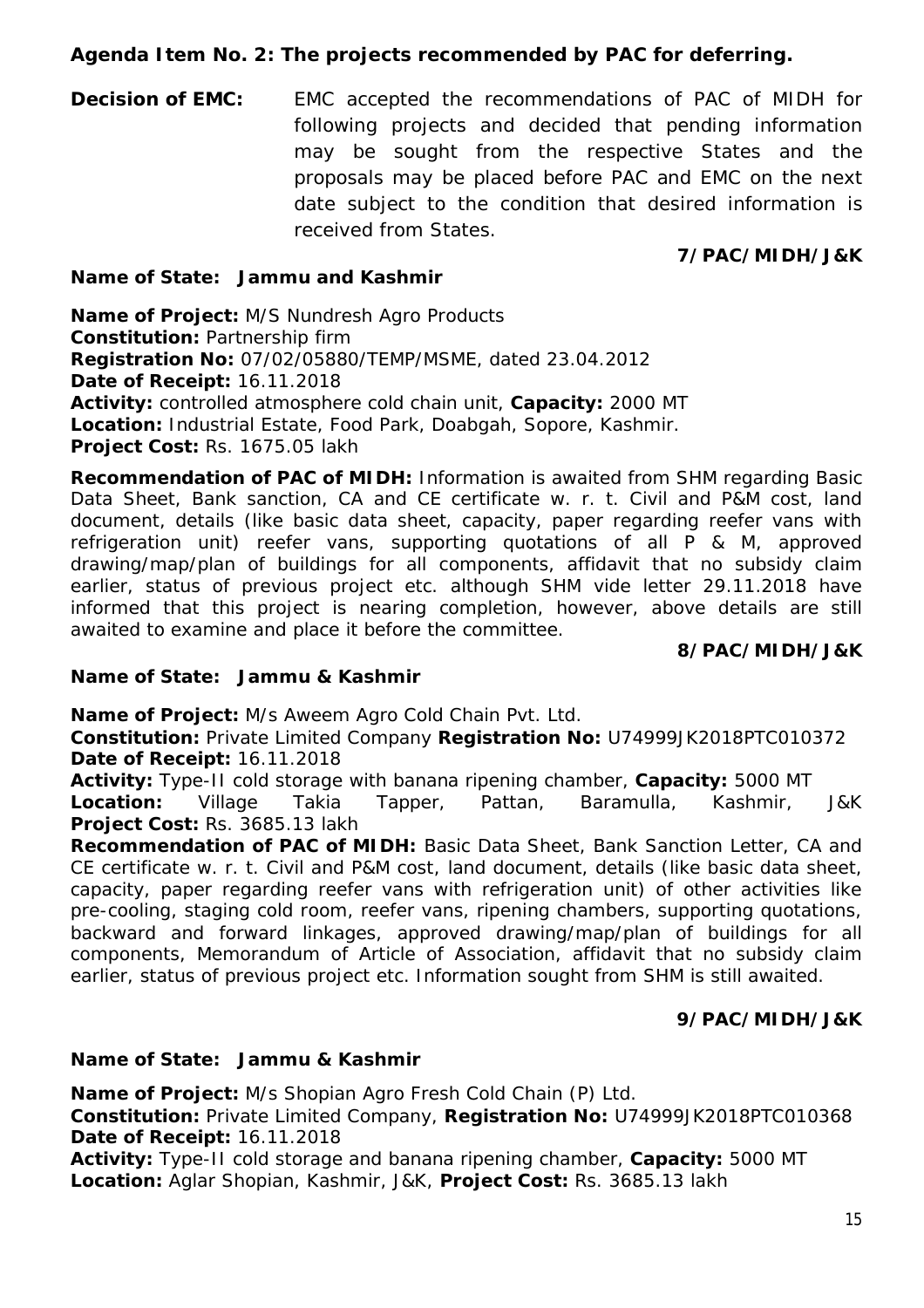**Agenda Item No. 2: The projects recommended by PAC for deferring.**

**Decision of EMC:** EMC accepted the recommendations of PAC of MIDH for following projects and decided that pending information may be sought from the respective States and the proposals may be placed before PAC and EMC on the next date subject to the condition that desired information is received from States.

**7/PAC/MIDH/J&K**

**Name of State: Jammu and Kashmir**

**Name of Project:** M/S Nundresh Agro Products
**Constitution:** Partnership firm
**Registration No:** 07/02/05880/TEMP/MSME, dated 23.04.2012
**Date of Receipt:** 16.11.2018
**Activity:** controlled atmosphere cold chain unit, **Capacity:** 2000 MT
**Location:** Industrial Estate, Food Park, Doabgah, Sopore, Kashmir.
**Project Cost:** Rs. 1675.05 lakh

**Recommendation of PAC of MIDH:** Information is awaited from SHM regarding Basic Data Sheet, Bank sanction, CA and CE certificate w. r. t. Civil and P&M cost, land document, details (like basic data sheet, capacity, paper regarding reefer vans with refrigeration unit) reefer vans, supporting quotations of all P & M, approved drawing/map/plan of buildings for all components, affidavit that no subsidy claim earlier, status of previous project etc. although SHM vide letter 29.11.2018 have informed that this project is nearing completion, however, above details are still awaited to examine and place it before the committee.

**8/PAC/MIDH/J&K**

**Name of State: Jammu & Kashmir**

**Name of Project:** M/s Aweem Agro Cold Chain Pvt. Ltd.
**Constitution:** Private Limited Company **Registration No:** U74999JK2018PTC010372
**Date of Receipt:** 16.11.2018
**Activity:** Type-II cold storage with banana ripening chamber, **Capacity:** 5000 MT
**Location:** Village Takia Tapper, Pattan, Baramulla, Kashmir, J&K
**Project Cost:** Rs. 3685.13 lakh

**Recommendation of PAC of MIDH:** Basic Data Sheet, Bank Sanction Letter, CA and CE certificate w. r. t. Civil and P&M cost, land document, details (like basic data sheet, capacity, paper regarding reefer vans with refrigeration unit) of other activities like pre-cooling, staging cold room, reefer vans, ripening chambers, supporting quotations, backward and forward linkages, approved drawing/map/plan of buildings for all components, Memorandum of Article of Association, affidavit that no subsidy claim earlier, status of previous project etc. Information sought from SHM is still awaited.

**9/PAC/MIDH/J&K**

**Name of State: Jammu & Kashmir**

**Name of Project:** M/s Shopian Agro Fresh Cold Chain (P) Ltd.
**Constitution:** Private Limited Company, **Registration No:** U74999JK2018PTC010368
**Date of Receipt:** 16.11.2018
**Activity:** Type-II cold storage and banana ripening chamber, **Capacity:** 5000 MT
**Location:** Aglar Shopian, Kashmir, J&K, **Project Cost:** Rs. 3685.13 lakh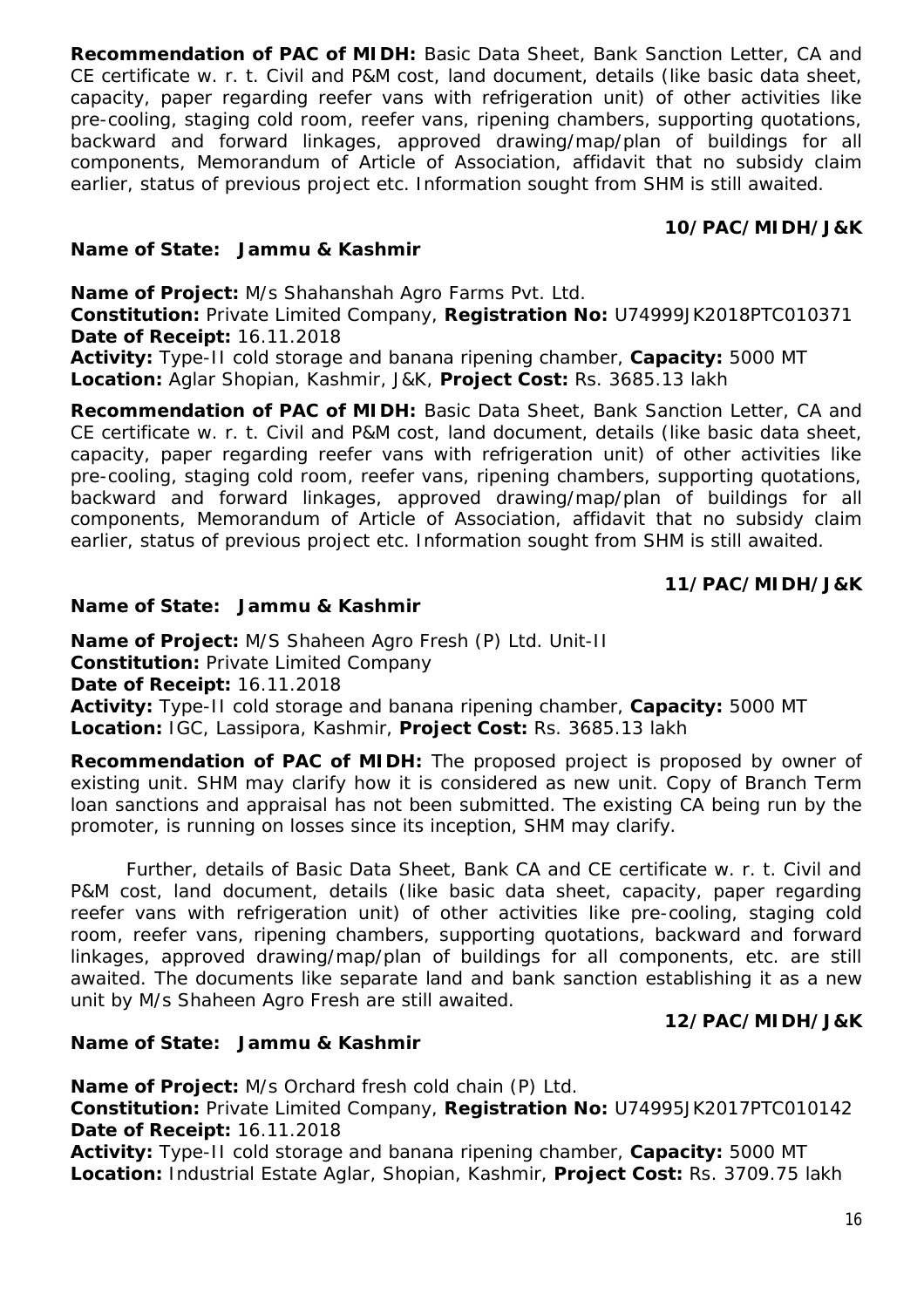**Recommendation of PAC of MIDH:** Basic Data Sheet, Bank Sanction Letter, CA and CE certificate w. r. t. Civil and P&M cost, land document, details (like basic data sheet, capacity, paper regarding reefer vans with refrigeration unit) of other activities like pre-cooling, staging cold room, reefer vans, ripening chambers, supporting quotations, backward and forward linkages, approved drawing/map/plan of buildings for all components, Memorandum of Article of Association, affidavit that no subsidy claim earlier, status of previous project etc. Information sought from SHM is still awaited.

**10/PAC/MIDH/J&K**

**Name of State: Jammu & Kashmir**

**Name of Project:** M/s Shahanshah Agro Farms Pvt. Ltd.
**Constitution:** Private Limited Company, **Registration No:** U74999JK2018PTC010371
**Date of Receipt:** 16.11.2018
**Activity:** Type-II cold storage and banana ripening chamber, **Capacity:** 5000 MT
**Location:** Aglar Shopian, Kashmir, J&K, **Project Cost:** Rs. 3685.13 lakh

**Recommendation of PAC of MIDH:** Basic Data Sheet, Bank Sanction Letter, CA and CE certificate w. r. t. Civil and P&M cost, land document, details (like basic data sheet, capacity, paper regarding reefer vans with refrigeration unit) of other activities like pre-cooling, staging cold room, reefer vans, ripening chambers, supporting quotations, backward and forward linkages, approved drawing/map/plan of buildings for all components, Memorandum of Article of Association, affidavit that no subsidy claim earlier, status of previous project etc. Information sought from SHM is still awaited.

**11/PAC/MIDH/J&K**

**Name of State: Jammu & Kashmir**

**Name of Project:** M/S Shaheen Agro Fresh (P) Ltd. Unit-II
**Constitution:** Private Limited Company
**Date of Receipt:** 16.11.2018
**Activity:** Type-II cold storage and banana ripening chamber, **Capacity:** 5000 MT
**Location:** IGC, Lassipora, Kashmir, **Project Cost:** Rs. 3685.13 lakh

**Recommendation of PAC of MIDH:** The proposed project is proposed by owner of existing unit. SHM may clarify how it is considered as new unit. Copy of Branch Term loan sanctions and appraisal has not been submitted. The existing CA being run by the promoter, is running on losses since its inception, SHM may clarify.

Further, details of Basic Data Sheet, Bank CA and CE certificate w. r. t. Civil and P&M cost, land document, details (like basic data sheet, capacity, paper regarding reefer vans with refrigeration unit) of other activities like pre-cooling, staging cold room, reefer vans, ripening chambers, supporting quotations, backward and forward linkages, approved drawing/map/plan of buildings for all components, etc. are still awaited. The documents like separate land and bank sanction establishing it as a new unit by M/s Shaheen Agro Fresh are still awaited.

**12/PAC/MIDH/J&K**

**Name of State: Jammu & Kashmir**

**Name of Project:** M/s Orchard fresh cold chain (P) Ltd.
**Constitution:** Private Limited Company, **Registration No:** U74995JK2017PTC010142
**Date of Receipt:** 16.11.2018
**Activity:** Type-II cold storage and banana ripening chamber, **Capacity:** 5000 MT
**Location:** Industrial Estate Aglar, Shopian, Kashmir, **Project Cost:** Rs. 3709.75 lakh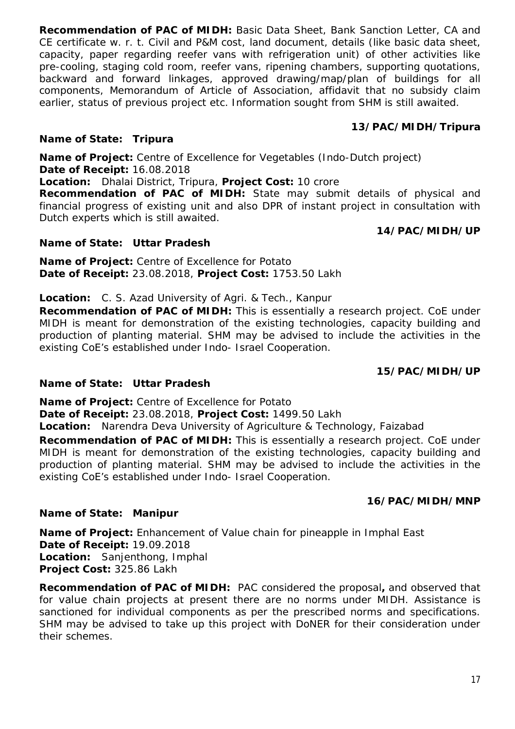**Recommendation of PAC of MIDH:** Basic Data Sheet, Bank Sanction Letter, CA and CE certificate w. r. t. Civil and P&M cost, land document, details (like basic data sheet, capacity, paper regarding reefer vans with refrigeration unit) of other activities like pre-cooling, staging cold room, reefer vans, ripening chambers, supporting quotations, backward and forward linkages, approved drawing/map/plan of buildings for all components, Memorandum of Article of Association, affidavit that no subsidy claim earlier, status of previous project etc. Information sought from SHM is still awaited.

**13/PAC/MIDH/Tripura**

**Name of State: Tripura**

**Name of Project:** Centre of Excellence for Vegetables (Indo-Dutch project)
**Date of Receipt:** 16.08.2018
**Location:** Dhalai District, Tripura, **Project Cost:** 10 crore
**Recommendation of PAC of MIDH:** State may submit details of physical and financial progress of existing unit and also DPR of instant project in consultation with Dutch experts which is still awaited.

**14/PAC/MIDH/UP**

**Name of State: Uttar Pradesh**

**Name of Project:** Centre of Excellence for Potato
**Date of Receipt:** 23.08.2018, **Project Cost:** 1753.50 Lakh

**Location:** C. S. Azad University of Agri. & Tech., Kanpur
**Recommendation of PAC of MIDH:** This is essentially a research project. CoE under MIDH is meant for demonstration of the existing technologies, capacity building and production of planting material. SHM may be advised to include the activities in the existing CoE's established under Indo- Israel Cooperation.

**15/PAC/MIDH/UP**

**Name of State: Uttar Pradesh**

**Name of Project:** Centre of Excellence for Potato
**Date of Receipt:** 23.08.2018, **Project Cost:** 1499.50 Lakh
**Location:** Narendra Deva University of Agriculture & Technology, Faizabad
**Recommendation of PAC of MIDH:** This is essentially a research project. CoE under MIDH is meant for demonstration of the existing technologies, capacity building and production of planting material. SHM may be advised to include the activities in the existing CoE's established under Indo- Israel Cooperation.

**16/PAC/MIDH/MNP**

**Name of State: Manipur**

**Name of Project:** Enhancement of Value chain for pineapple in Imphal East
**Date of Receipt:** 19.09.2018
**Location:** Sanjenthong, Imphal
**Project Cost:** 325.86 Lakh

**Recommendation of PAC of MIDH:** PAC considered the proposal**,** and observed that for value chain projects at present there are no norms under MIDH. Assistance is sanctioned for individual components as per the prescribed norms and specifications. SHM may be advised to take up this project with DoNER for their consideration under their schemes.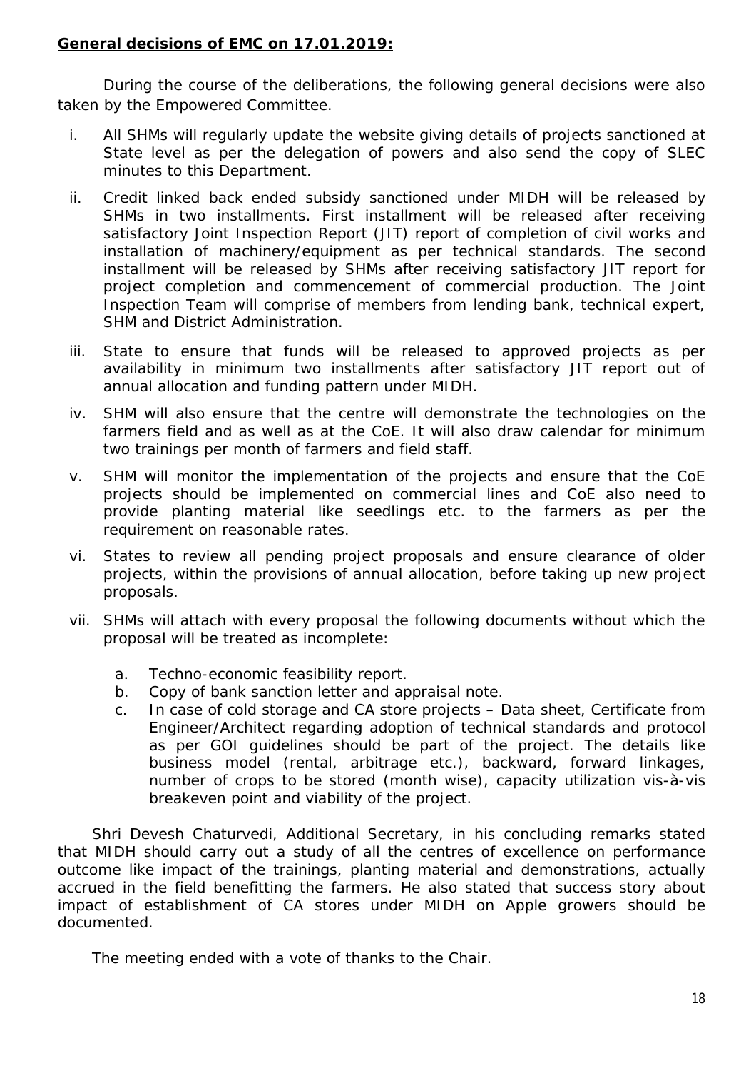**General decisions of EMC on 17.01.2019:**

During the course of the deliberations, the following general decisions were also taken by the Empowered Committee.

i. All SHMs will regularly update the website giving details of projects sanctioned at State level as per the delegation of powers and also send the copy of SLEC minutes to this Department.

ii. Credit linked back ended subsidy sanctioned under MIDH will be released by SHMs in two installments. First installment will be released after receiving satisfactory Joint Inspection Report (JIT) report of completion of civil works and installation of machinery/equipment as per technical standards. The second installment will be released by SHMs after receiving satisfactory JIT report for project completion and commencement of commercial production. The Joint Inspection Team will comprise of members from lending bank, technical expert, SHM and District Administration.

iii. State to ensure that funds will be released to approved projects as per availability in minimum two installments after satisfactory JIT report out of annual allocation and funding pattern under MIDH.

iv. SHM will also ensure that the centre will demonstrate the technologies on the farmers field and as well as at the CoE. It will also draw calendar for minimum two trainings per month of farmers and field staff.

v. SHM will monitor the implementation of the projects and ensure that the CoE projects should be implemented on commercial lines and CoE also need to provide planting material like seedlings etc. to the farmers as per the requirement on reasonable rates.

vi. States to review all pending project proposals and ensure clearance of older projects, within the provisions of annual allocation, before taking up new project proposals.

vii. SHMs will attach with every proposal the following documents without which the proposal will be treated as incomplete:

   a. Techno-economic feasibility report.
   b. Copy of bank sanction letter and appraisal note.
   c. In case of cold storage and CA store projects – Data sheet, Certificate from Engineer/Architect regarding adoption of technical standards and protocol as per GOI guidelines should be part of the project. The details like business model (rental, arbitrage etc.), backward, forward linkages, number of crops to be stored (month wise), capacity utilization vis-à-vis breakeven point and viability of the project.

Shri Devesh Chaturvedi, Additional Secretary, in his concluding remarks stated that MIDH should carry out a study of all the centres of excellence on performance outcome like impact of the trainings, planting material and demonstrations, actually accrued in the field benefitting the farmers. He also stated that success story about impact of establishment of CA stores under MIDH on Apple growers should be documented.

The meeting ended with a vote of thanks to the Chair.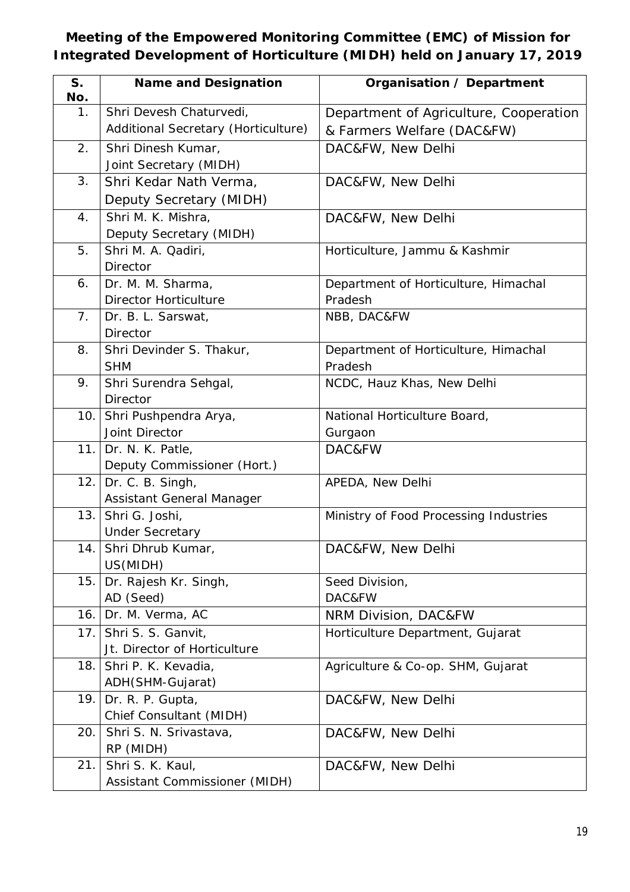**Meeting of the Empowered Monitoring Committee (EMC) of Mission for Integrated Development of Horticulture (MIDH) held on January 17, 2019**

| S. No. | Name and Designation | Organisation / Department |
|---|---|---|
| 1. | Shri Devesh Chaturvedi, Additional Secretary (Horticulture) | Department of Agriculture, Cooperation & Farmers Welfare (DAC&FW) |
| 2. | Shri Dinesh Kumar, Joint Secretary (MIDH) | DAC&FW, New Delhi |
| 3. | Shri Kedar Nath Verma, Deputy Secretary (MIDH) | DAC&FW, New Delhi |
| 4. | Shri M. K. Mishra, Deputy Secretary (MIDH) | DAC&FW, New Delhi |
| 5. | Shri M. A. Qadiri, Director | Horticulture, Jammu & Kashmir |
| 6. | Dr. M. M. Sharma, Director Horticulture | Department of Horticulture, Himachal Pradesh |
| 7. | Dr. B. L. Sarswat, Director | NBB, DAC&FW |
| 8. | Shri Devinder S. Thakur, SHM | Department of Horticulture, Himachal Pradesh |
| 9. | Shri Surendra Sehgal, Director | NCDC, Hauz Khas, New Delhi |
| 10. | Shri Pushpendra Arya, Joint Director | National Horticulture Board, Gurgaon |
| 11. | Dr. N. K. Patle, Deputy Commissioner (Hort.) | DAC&FW |
| 12. | Dr. C. B. Singh, Assistant General Manager | APEDA, New Delhi |
| 13. | Shri G. Joshi, Under Secretary | Ministry of Food Processing Industries |
| 14. | Shri Dhrub Kumar, US(MIDH) | DAC&FW, New Delhi |
| 15. | Dr. Rajesh Kr. Singh, AD (Seed) | Seed Division, DAC&FW |
| 16. | Dr. M. Verma, AC | NRM Division, DAC&FW |
| 17. | Shri S. S. Ganvit, Jt. Director of Horticulture | Horticulture Department, Gujarat |
| 18. | Shri P. K. Kevadia, ADH(SHM-Gujarat) | Agriculture & Co-op. SHM, Gujarat |
| 19. | Dr. R. P. Gupta, Chief Consultant (MIDH) | DAC&FW, New Delhi |
| 20. | Shri S. N. Srivastava, RP (MIDH) | DAC&FW, New Delhi |
| 21. | Shri S. K. Kaul, Assistant Commissioner (MIDH) | DAC&FW, New Delhi |